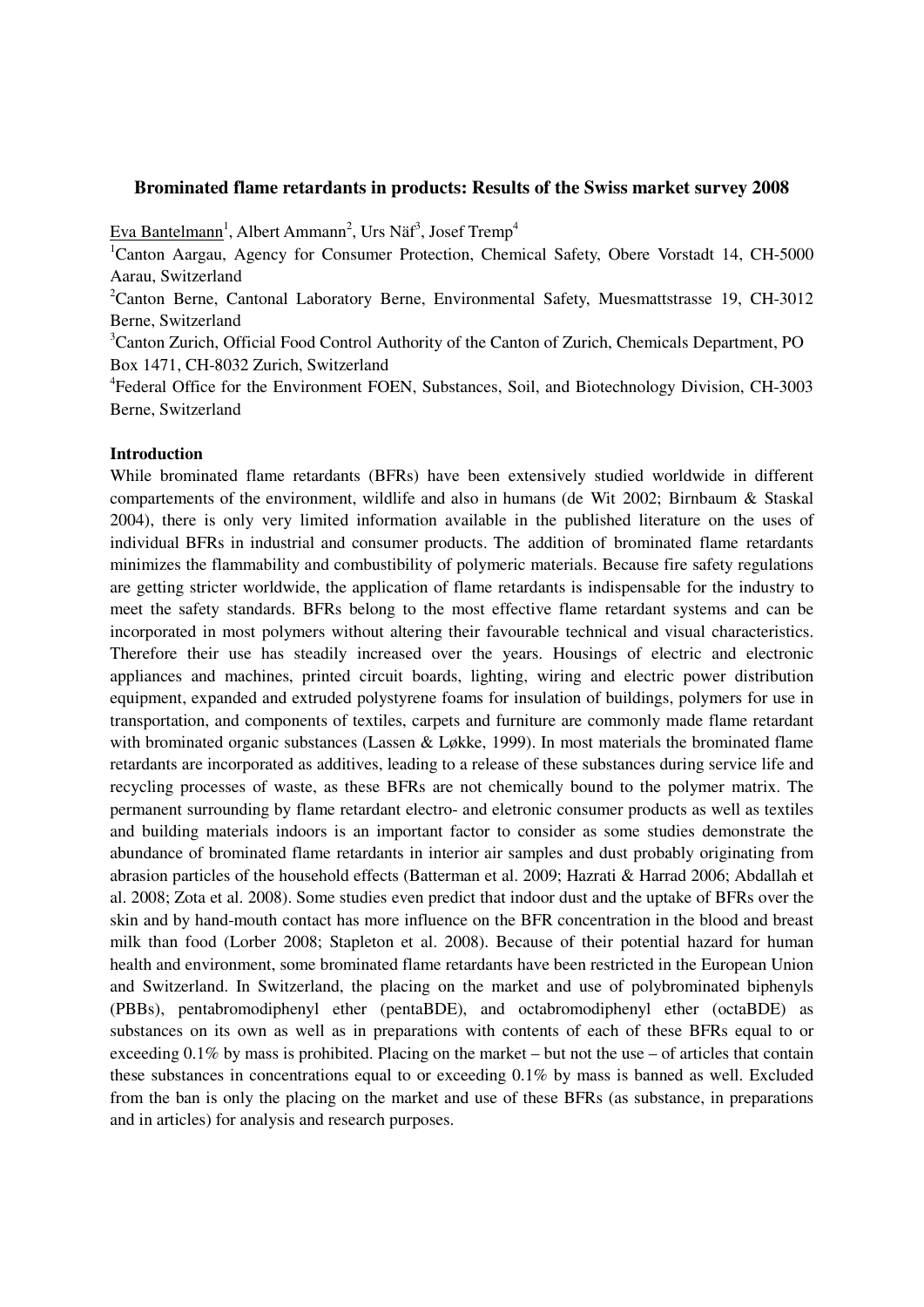# Brominated flame retardants in products: Results of the Swiss market survey 2008

Eva Bantelmann[1], Albert Ammann[2], Urs Näf[3], Josef Tremp[4]

[1]Canton Aargau, Agency for Consumer Protection, Chemical Safety, Obere Vorstadt 14, CH-5000 Aarau, Switzerland

[2]Canton Berne, Cantonal Laboratory Berne, Environmental Safety, Muesmattstrasse 19, CH-3012 Berne, Switzerland

[3]Canton Zurich, Official Food Control Authority of the Canton of Zurich, Chemicals Department, PO Box 1471, CH-8032 Zurich, Switzerland

[4]Federal Office for the Environment FOEN, Substances, Soil, and Biotechnology Division, CH-3003 Berne, Switzerland

## Introduction

While brominated flame retardants (BFRs) have been extensively studied worldwide in different compartements of the environment, wildlife and also in humans (de Wit 2002; Birnbaum & Staskal 2004), there is only very limited information available in the published literature on the uses of individual BFRs in industrial and consumer products. The addition of brominated flame retardants minimizes the flammability and combustibility of polymeric materials. Because fire safety regulations are getting stricter worldwide, the application of flame retardants is indispensable for the industry to meet the safety standards. BFRs belong to the most effective flame retardant systems and can be incorporated in most polymers without altering their favourable technical and visual characteristics. Therefore their use has steadily increased over the years. Housings of electric and electronic appliances and machines, printed circuit boards, lighting, wiring and electric power distribution equipment, expanded and extruded polystyrene foams for insulation of buildings, polymers for use in transportation, and components of textiles, carpets and furniture are commonly made flame retardant with brominated organic substances (Lassen & Løkke, 1999). In most materials the brominated flame retardants are incorporated as additives, leading to a release of these substances during service life and recycling processes of waste, as these BFRs are not chemically bound to the polymer matrix. The permanent surrounding by flame retardant electro- and eletronic consumer products as well as textiles and building materials indoors is an important factor to consider as some studies demonstrate the abundance of brominated flame retardants in interior air samples and dust probably originating from abrasion particles of the household effects (Batterman et al. 2009; Hazrati & Harrad 2006; Abdallah et al. 2008; Zota et al. 2008). Some studies even predict that indoor dust and the uptake of BFRs over the skin and by hand-mouth contact has more influence on the BFR concentration in the blood and breast milk than food (Lorber 2008; Stapleton et al. 2008). Because of their potential hazard for human health and environment, some brominated flame retardants have been restricted in the European Union and Switzerland. In Switzerland, the placing on the market and use of polybrominated biphenyls (PBBs), pentabromodiphenyl ether (pentaBDE), and octabromodiphenyl ether (octaBDE) as substances on its own as well as in preparations with contents of each of these BFRs equal to or exceeding 0.1% by mass is prohibited. Placing on the market – but not the use – of articles that contain these substances in concentrations equal to or exceeding 0.1% by mass is banned as well. Excluded from the ban is only the placing on the market and use of these BFRs (as substance, in preparations and in articles) for analysis and research purposes.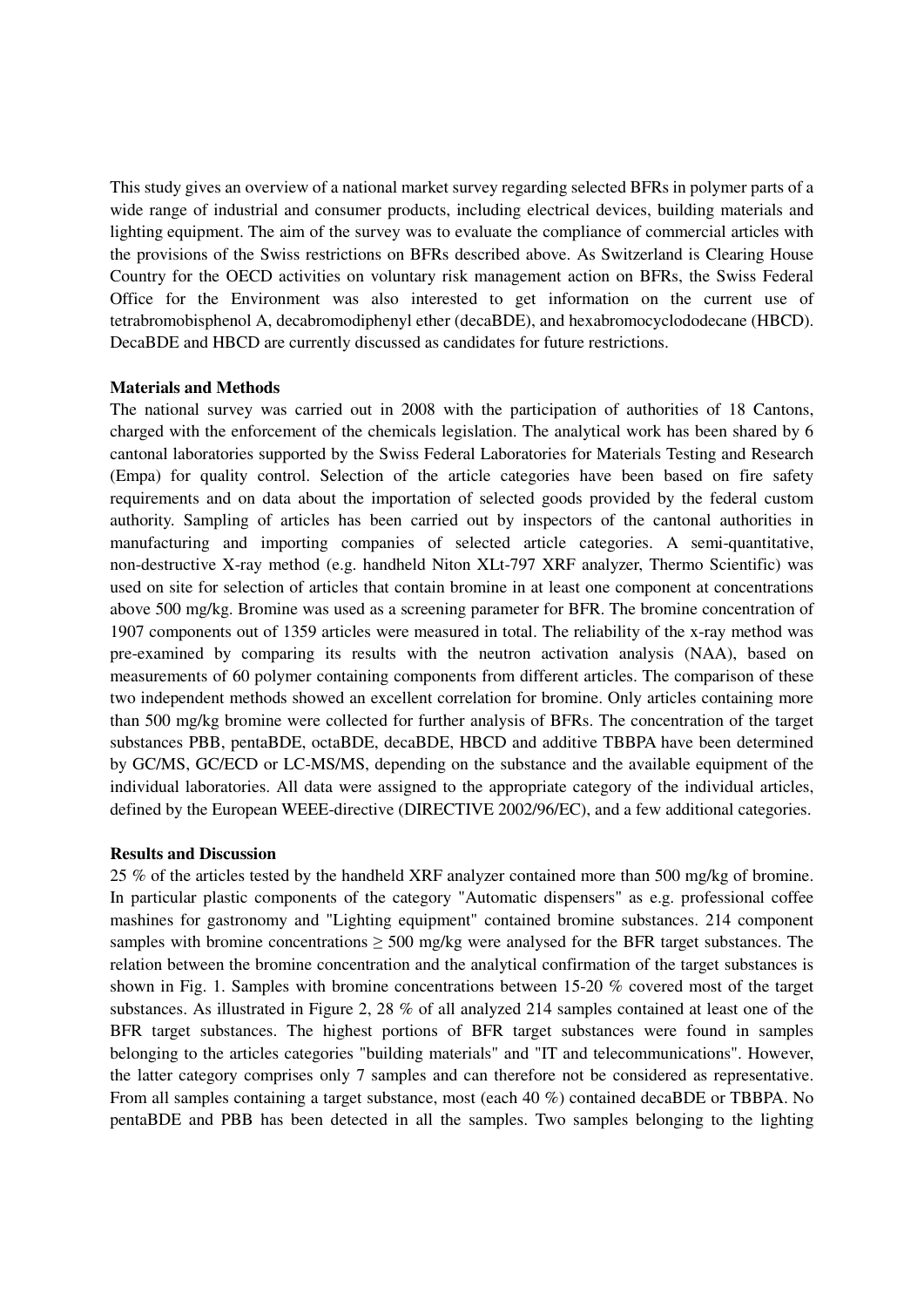This study gives an overview of a national market survey regarding selected BFRs in polymer parts of a wide range of industrial and consumer products, including electrical devices, building materials and lighting equipment. The aim of the survey was to evaluate the compliance of commercial articles with the provisions of the Swiss restrictions on BFRs described above. As Switzerland is Clearing House Country for the OECD activities on voluntary risk management action on BFRs, the Swiss Federal Office for the Environment was also interested to get information on the current use of tetrabromobisphenol A, decabromodiphenyl ether (decaBDE), and hexabromocyclododecane (HBCD). DecaBDE and HBCD are currently discussed as candidates for future restrictions.

**Materials and Methods**

The national survey was carried out in 2008 with the participation of authorities of 18 Cantons, charged with the enforcement of the chemicals legislation. The analytical work has been shared by 6 cantonal laboratories supported by the Swiss Federal Laboratories for Materials Testing and Research (Empa) for quality control. Selection of the article categories have been based on fire safety requirements and on data about the importation of selected goods provided by the federal custom authority. Sampling of articles has been carried out by inspectors of the cantonal authorities in manufacturing and importing companies of selected article categories. A semi-quantitative, non-destructive X-ray method (e.g. handheld Niton XLt-797 XRF analyzer, Thermo Scientific) was used on site for selection of articles that contain bromine in at least one component at concentrations above 500 mg/kg. Bromine was used as a screening parameter for BFR. The bromine concentration of 1907 components out of 1359 articles were measured in total. The reliability of the x-ray method was pre-examined by comparing its results with the neutron activation analysis (NAA), based on measurements of 60 polymer containing components from different articles. The comparison of these two independent methods showed an excellent correlation for bromine. Only articles containing more than 500 mg/kg bromine were collected for further analysis of BFRs. The concentration of the target substances PBB, pentaBDE, octaBDE, decaBDE, HBCD and additive TBBPA have been determined by GC/MS, GC/ECD or LC-MS/MS, depending on the substance and the available equipment of the individual laboratories. All data were assigned to the appropriate category of the individual articles, defined by the European WEEE-directive (DIRECTIVE 2002/96/EC), and a few additional categories.

**Results and Discussion**

25 % of the articles tested by the handheld XRF analyzer contained more than 500 mg/kg of bromine. In particular plastic components of the category "Automatic dispensers" as e.g. professional coffee mashines for gastronomy and "Lighting equipment" contained bromine substances. 214 component samples with bromine concentrations $\geq$ 500 mg/kg were analysed for the BFR target substances. The relation between the bromine concentration and the analytical confirmation of the target substances is shown in Fig. 1. Samples with bromine concentrations between 15-20 % covered most of the target substances. As illustrated in Figure 2, 28 % of all analyzed 214 samples contained at least one of the BFR target substances. The highest portions of BFR target substances were found in samples belonging to the articles categories "building materials" and "IT and telecommunications". However, the latter category comprises only 7 samples and can therefore not be considered as representative. From all samples containing a target substance, most (each 40 %) contained decaBDE or TBBPA. No pentaBDE and PBB has been detected in all the samples. Two samples belonging to the lighting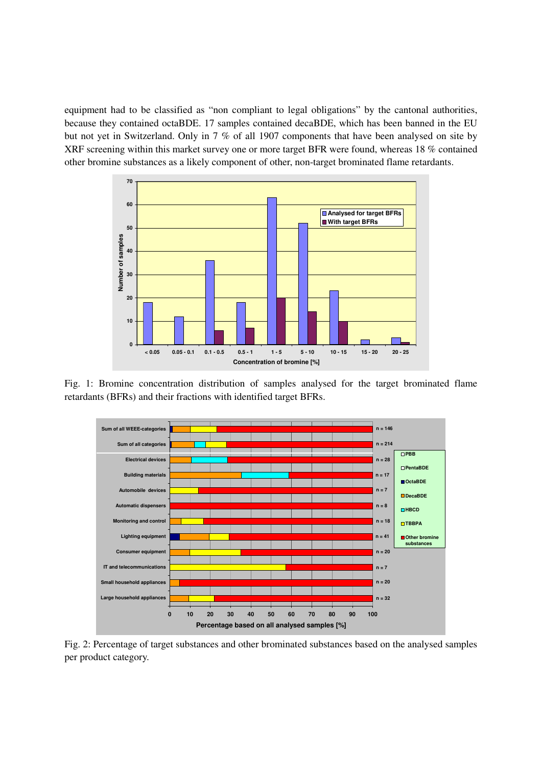equipment had to be classified as "non compliant to legal obligations" by the cantonal authorities, because they contained octaBDE. 17 samples contained decaBDE, which has been banned in the EU but not yet in Switzerland. Only in 7 % of all 1907 components that have been analysed on site by XRF screening within this market survey one or more target BFR were found, whereas 18 % contained other bromine substances as a likely component of other, non-target brominated flame retardants.

Fig. 1: Bromine concentration distribution of samples analysed for the target brominated flame retardants (BFRs) and their fractions with identified target BFRs.

Fig. 2: Percentage of target substances and other brominated substances based on the analysed samples per product category.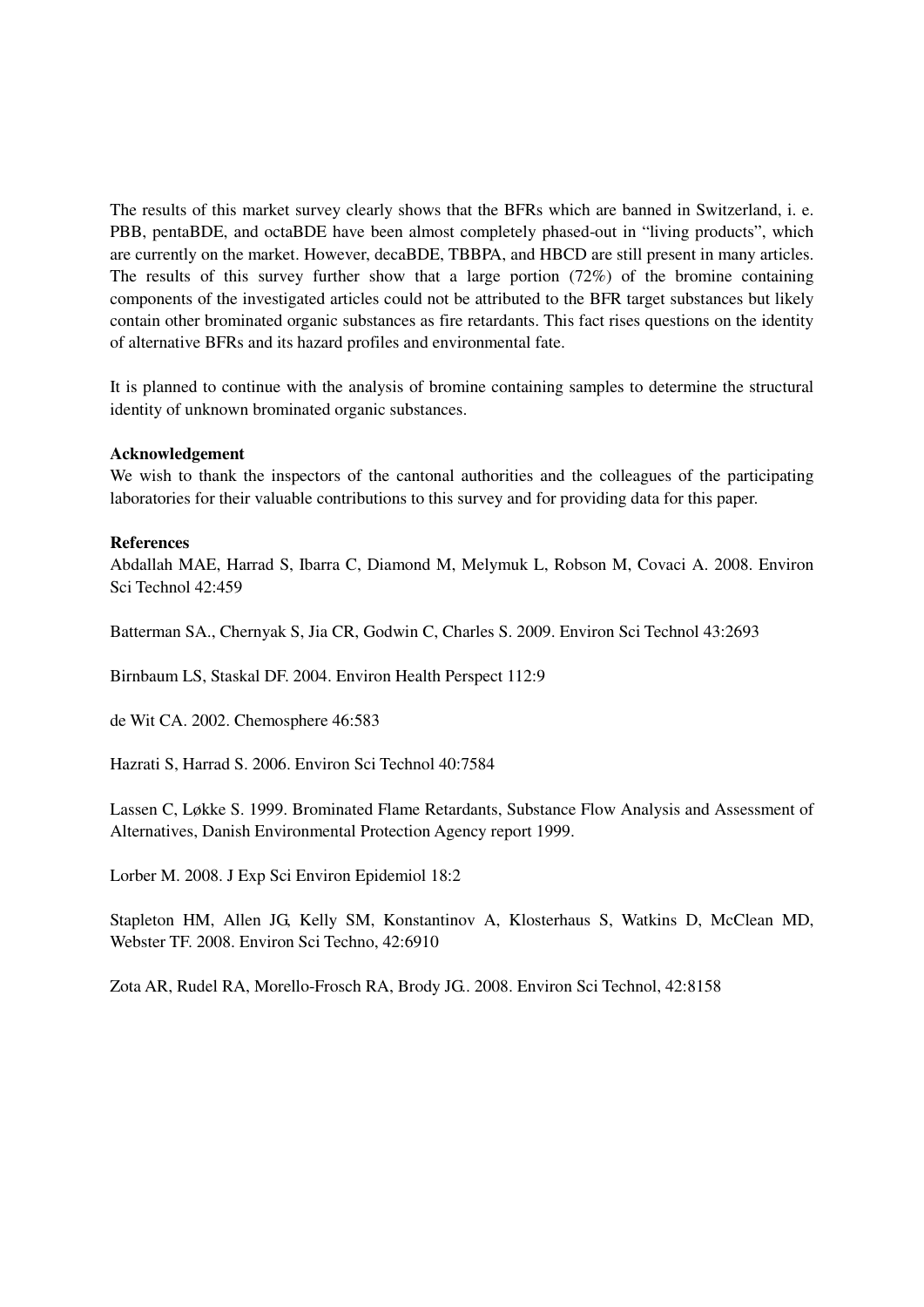The results of this market survey clearly shows that the BFRs which are banned in Switzerland, i. e. PBB, pentaBDE, and octaBDE have been almost completely phased-out in "living products", which are currently on the market. However, decaBDE, TBBPA, and HBCD are still present in many articles. The results of this survey further show that a large portion (72%) of the bromine containing components of the investigated articles could not be attributed to the BFR target substances but likely contain other brominated organic substances as fire retardants. This fact rises questions on the identity of alternative BFRs and its hazard profiles and environmental fate.

It is planned to continue with the analysis of bromine containing samples to determine the structural identity of unknown brominated organic substances.

**Acknowledgement**

We wish to thank the inspectors of the cantonal authorities and the colleagues of the participating laboratories for their valuable contributions to this survey and for providing data for this paper.

**References**

Abdallah MAE, Harrad S, Ibarra C, Diamond M, Melymuk L, Robson M, Covaci A. 2008. Environ Sci Technol 42:459

Batterman SA., Chernyak S, Jia CR, Godwin C, Charles S. 2009. Environ Sci Technol 43:2693

Birnbaum LS, Staskal DF. 2004. Environ Health Perspect 112:9

de Wit CA. 2002. Chemosphere 46:583

Hazrati S, Harrad S. 2006. Environ Sci Technol 40:7584

Lassen C, Løkke S. 1999. Brominated Flame Retardants, Substance Flow Analysis and Assessment of Alternatives, Danish Environmental Protection Agency report 1999.

Lorber M. 2008. J Exp Sci Environ Epidemiol 18:2

Stapleton HM, Allen JG, Kelly SM, Konstantinov A, Klosterhaus S, Watkins D, McClean MD, Webster TF. 2008. Environ Sci Techno, 42:6910

Zota AR, Rudel RA, Morello-Frosch RA, Brody JG.. 2008. Environ Sci Technol, 42:8158